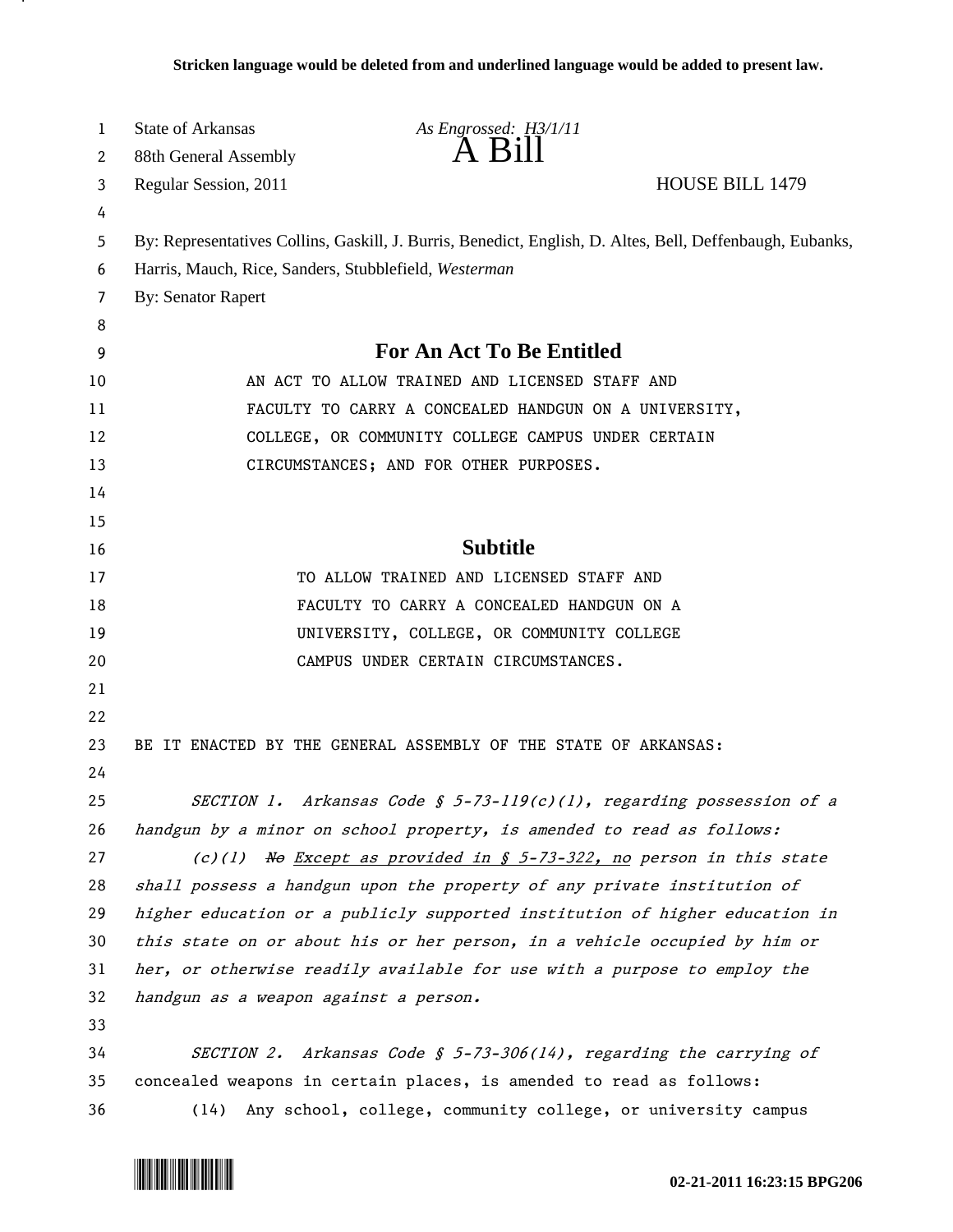Stricken language would be deleted from and underlined language would be added to present law.

State of Arkansas *As Engrossed: H3/1/11*
88th General Assembly **A Bill**
Regular Session, 2011 HOUSE BILL 1479

By: Representatives Collins, Gaskill, J. Burris, Benedict, English, D. Altes, Bell, Deffenbaugh, Eubanks, Harris, Mauch, Rice, Sanders, Stubblefield, *Westerman*
By: Senator Rapert

## For An Act To Be Entitled

AN ACT TO ALLOW TRAINED AND LICENSED STAFF AND FACULTY TO CARRY A CONCEALED HANDGUN ON A UNIVERSITY, COLLEGE, OR COMMUNITY COLLEGE CAMPUS UNDER CERTAIN CIRCUMSTANCES; AND FOR OTHER PURPOSES.

## Subtitle

TO ALLOW TRAINED AND LICENSED STAFF AND FACULTY TO CARRY A CONCEALED HANDGUN ON A UNIVERSITY, COLLEGE, OR COMMUNITY COLLEGE CAMPUS UNDER CERTAIN CIRCUMSTANCES.

BE IT ENACTED BY THE GENERAL ASSEMBLY OF THE STATE OF ARKANSAS:

*SECTION 1. Arkansas Code § 5-73-119(c)(1), regarding possession of a handgun by a minor on school property, is amended to read as follows:*

*(c)(1) ~~No~~ Except as provided in § 5-73-322, no person in this state shall possess a handgun upon the property of any private institution of higher education or a publicly supported institution of higher education in this state on or about his or her person, in a vehicle occupied by him or her, or otherwise readily available for use with a purpose to employ the handgun as a weapon against a person.*

*SECTION 2. Arkansas Code § 5-73-306(14), regarding the carrying of* concealed weapons in certain places, is amended to read as follows:

(14) Any school, college, community college, or university campus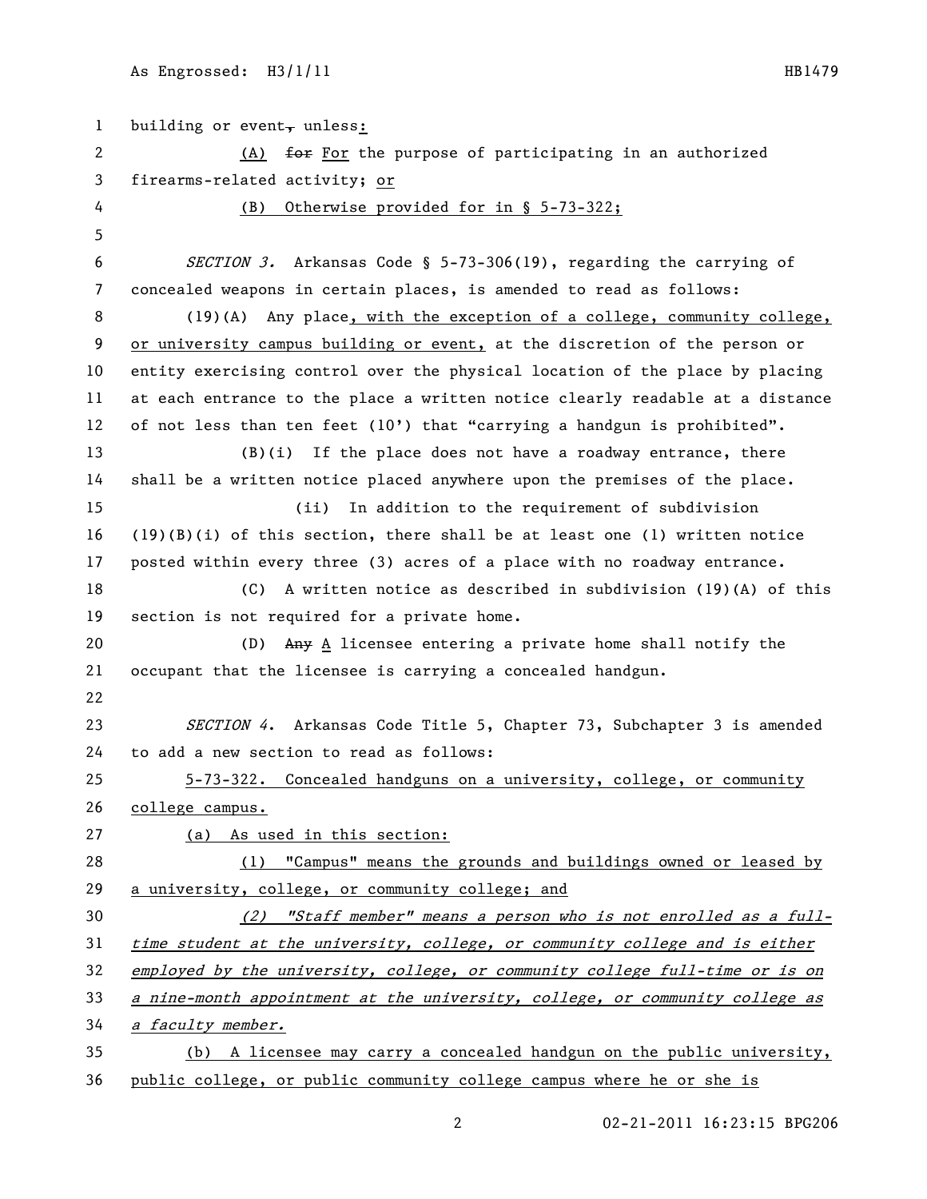building or event~~,~~ unless:

(A) ~~for~~ For the purpose of participating in an authorized firearms-related activity; or

(B) Otherwise provided for in § 5-73-322;

*SECTION 3.* Arkansas Code § 5-73-306(19), regarding the carrying of concealed weapons in certain places, is amended to read as follows:

(19)(A) Any place, with the exception of a college, community college, or university campus building or event, at the discretion of the person or entity exercising control over the physical location of the place by placing at each entrance to the place a written notice clearly readable at a distance of not less than ten feet (10') that "carrying a handgun is prohibited".

(B)(i) If the place does not have a roadway entrance, there shall be a written notice placed anywhere upon the premises of the place.

(ii) In addition to the requirement of subdivision (19)(B)(i) of this section, there shall be at least one (1) written notice posted within every three (3) acres of a place with no roadway entrance.

(C) A written notice as described in subdivision (19)(A) of this section is not required for a private home.

(D) ~~Any~~ A licensee entering a private home shall notify the occupant that the licensee is carrying a concealed handgun.

*SECTION 4.* Arkansas Code Title 5, Chapter 73, Subchapter 3 is amended to add a new section to read as follows:

5-73-322. Concealed handguns on a university, college, or community college campus.

(a) As used in this section:

(1) "Campus" means the grounds and buildings owned or leased by a university, college, or community college; and

*(2) "Staff member" means a person who is not enrolled as a full-time student at the university, college, or community college and is either employed by the university, college, or community college full-time or is on a nine-month appointment at the university, college, or community college as a faculty member.*

(b) A licensee may carry a concealed handgun on the public university, public college, or public community college campus where he or she is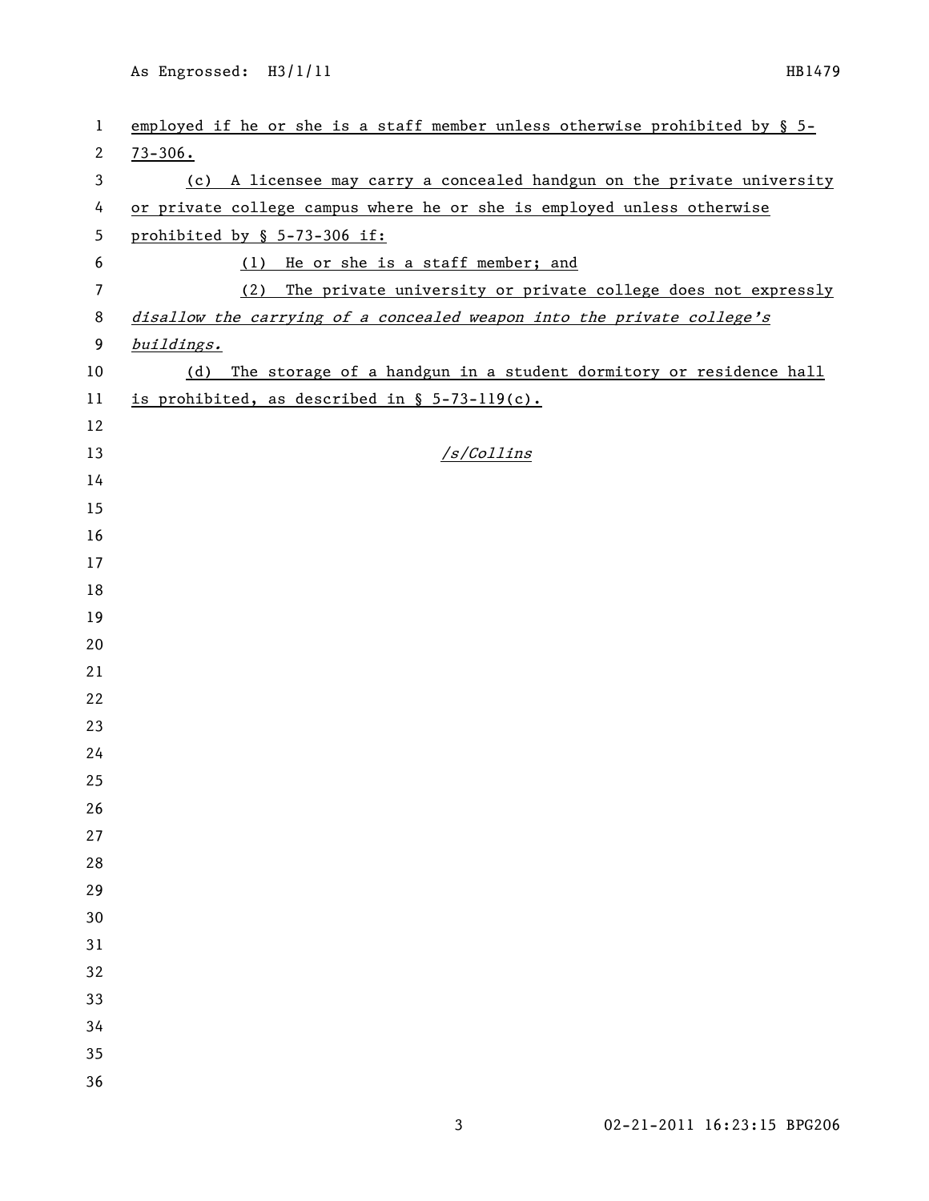employed if he or she is a staff member unless otherwise prohibited by § 5-73-306.

(c) A licensee may carry a concealed handgun on the private university or private college campus where he or she is employed unless otherwise prohibited by § 5-73-306 if:

(1) He or she is a staff member; and

(2) The private university or private college does not expressly *disallow the carrying of a concealed weapon into the private college's buildings.*

(d) The storage of a handgun in a student dormitory or residence hall is prohibited, as described in § 5-73-119(c).

*/s/Collins*